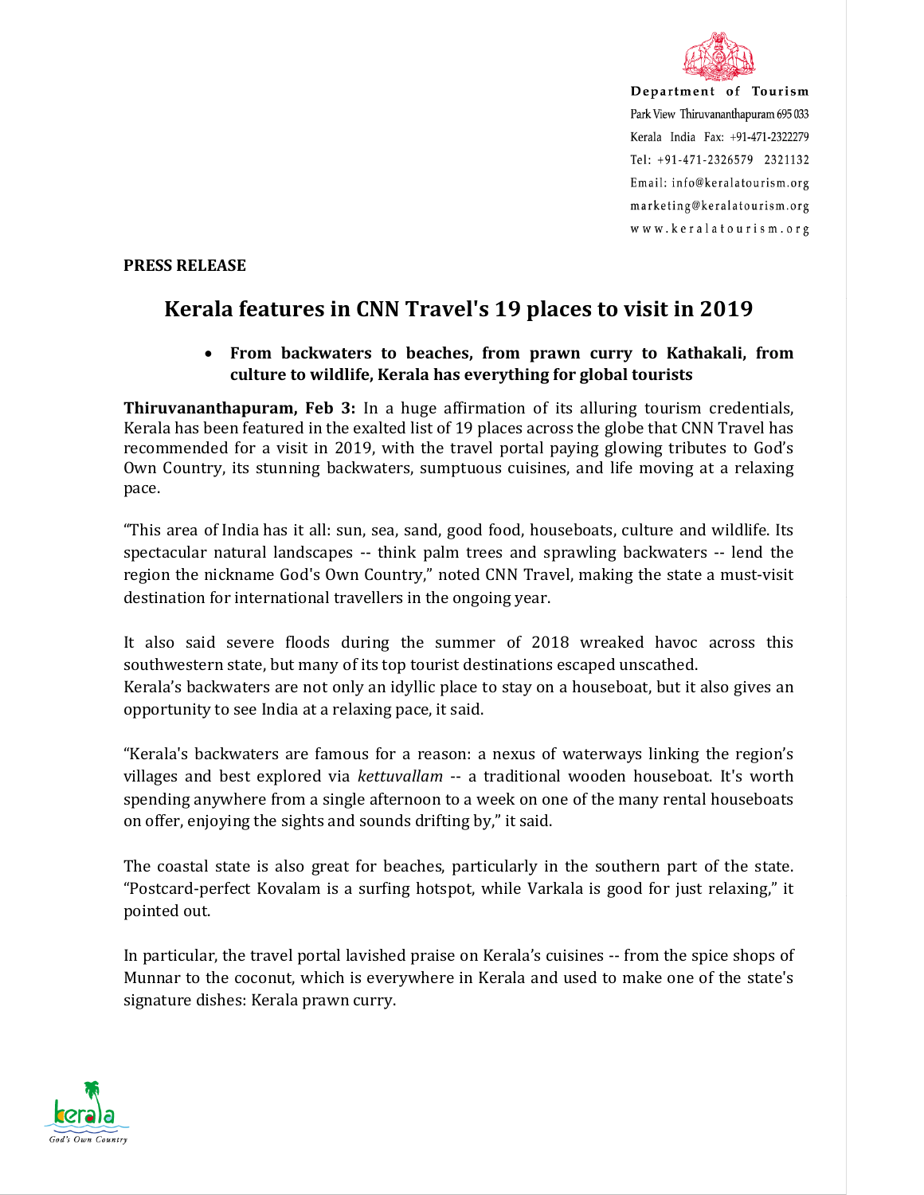Department of Tourism
Park View Thiruvananthapuram 695 033
Kerala India Fax: +91-471-2322279
Tel: +91-471-2326579 2321132
Email: info@keralatourism.org
marketing@keralatourism.org
www.keralatourism.org

**PRESS RELEASE**

# Kerala features in CNN Travel's 19 places to visit in 2019

- **From backwaters to beaches, from prawn curry to Kathakali, from culture to wildlife, Kerala has everything for global tourists**

**Thiruvananthapuram, Feb 3:** In a huge affirmation of its alluring tourism credentials, Kerala has been featured in the exalted list of 19 places across the globe that CNN Travel has recommended for a visit in 2019, with the travel portal paying glowing tributes to God's Own Country, its stunning backwaters, sumptuous cuisines, and life moving at a relaxing pace.

"This area of India has it all: sun, sea, sand, good food, houseboats, culture and wildlife. Its spectacular natural landscapes -- think palm trees and sprawling backwaters -- lend the region the nickname God's Own Country," noted CNN Travel, making the state a must-visit destination for international travellers in the ongoing year.

It also said severe floods during the summer of 2018 wreaked havoc across this southwestern state, but many of its top tourist destinations escaped unscathed.
Kerala's backwaters are not only an idyllic place to stay on a houseboat, but it also gives an opportunity to see India at a relaxing pace, it said.

"Kerala's backwaters are famous for a reason: a nexus of waterways linking the region's villages and best explored via *kettuvallam* -- a traditional wooden houseboat. It's worth spending anywhere from a single afternoon to a week on one of the many rental houseboats on offer, enjoying the sights and sounds drifting by," it said.

The coastal state is also great for beaches, particularly in the southern part of the state. "Postcard-perfect Kovalam is a surfing hotspot, while Varkala is good for just relaxing," it pointed out.

In particular, the travel portal lavished praise on Kerala's cuisines -- from the spice shops of Munnar to the coconut, which is everywhere in Kerala and used to make one of the state's signature dishes: Kerala prawn curry.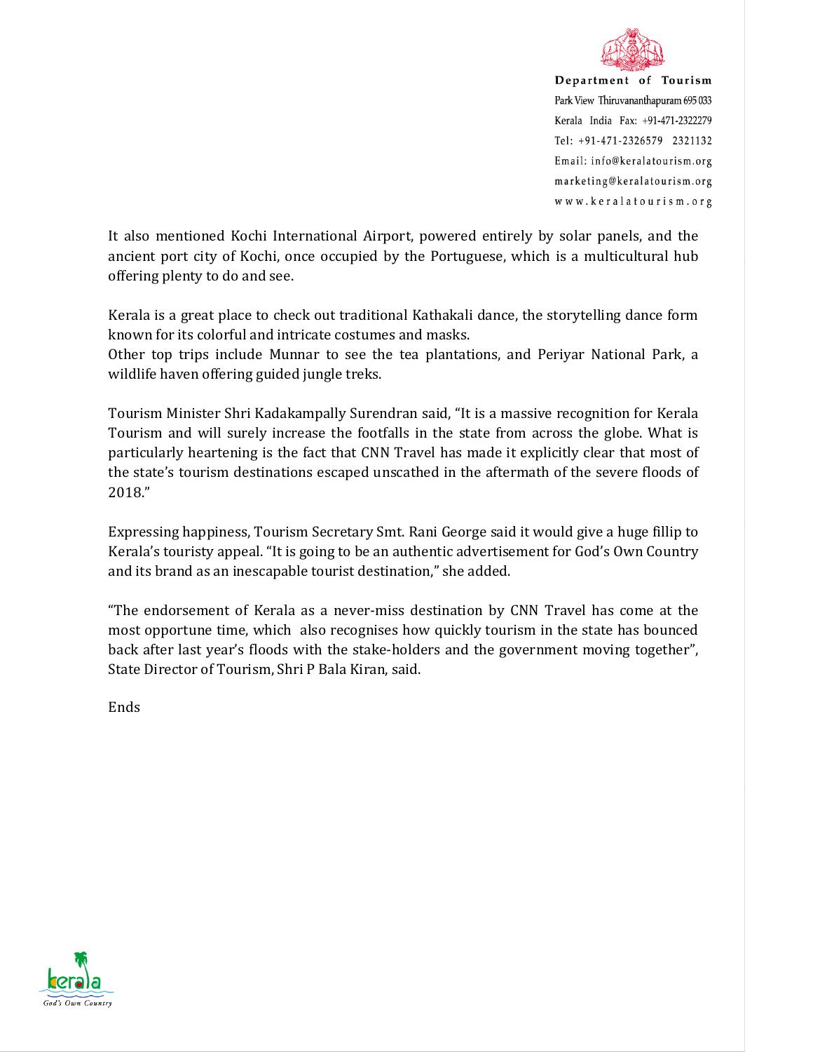It also mentioned Kochi International Airport, powered entirely by solar panels, and the ancient port city of Kochi, once occupied by the Portuguese, which is a multicultural hub offering plenty to do and see.

Kerala is a great place to check out traditional Kathakali dance, the storytelling dance form known for its colorful and intricate costumes and masks.
Other top trips include Munnar to see the tea plantations, and Periyar National Park, a wildlife haven offering guided jungle treks.

Tourism Minister Shri Kadakampally Surendran said, "It is a massive recognition for Kerala Tourism and will surely increase the footfalls in the state from across the globe. What is particularly heartening is the fact that CNN Travel has made it explicitly clear that most of the state's tourism destinations escaped unscathed in the aftermath of the severe floods of 2018."

Expressing happiness, Tourism Secretary Smt. Rani George said it would give a huge fillip to Kerala's touristy appeal. "It is going to be an authentic advertisement for God's Own Country and its brand as an inescapable tourist destination," she added.

"The endorsement of Kerala as a never-miss destination by CNN Travel has come at the most opportune time, which also recognises how quickly tourism in the state has bounced back after last year's floods with the stake-holders and the government moving together", State Director of Tourism, Shri P Bala Kiran, said.

Ends